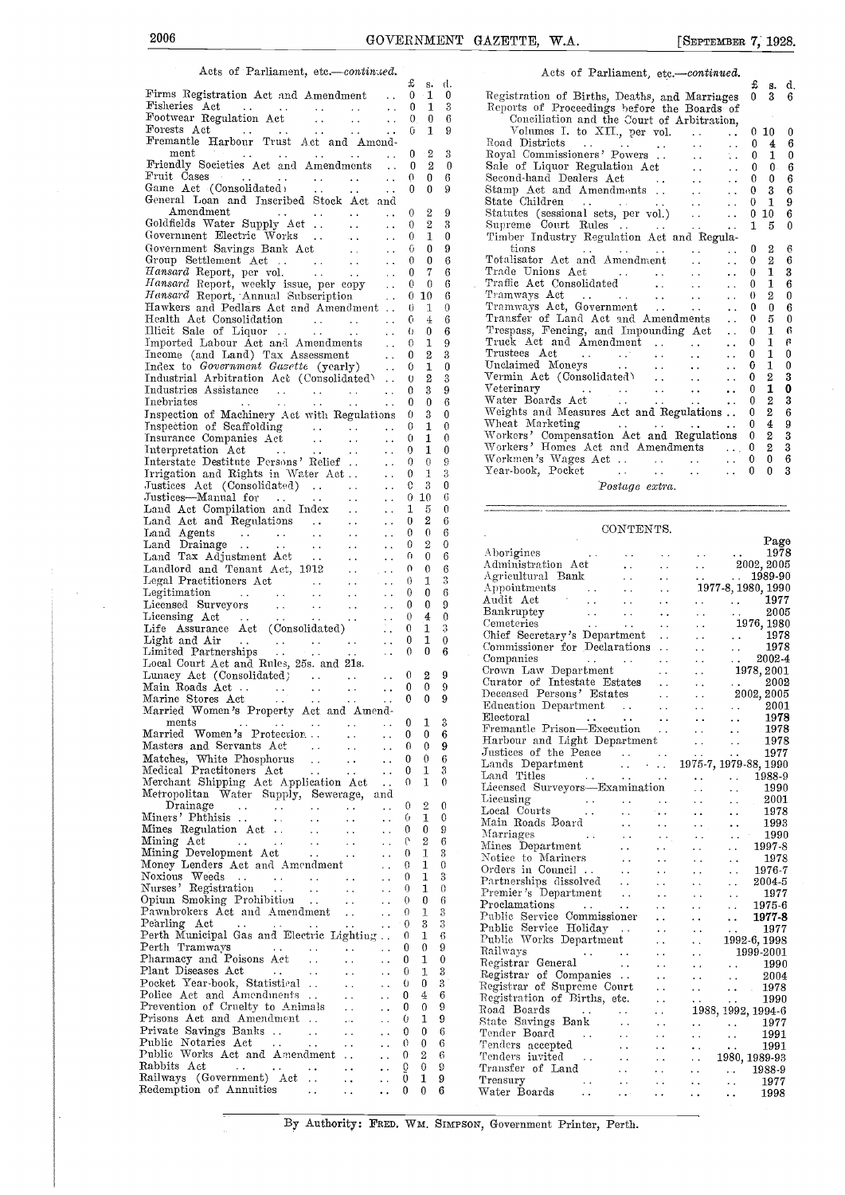## Acts of Parliament, etc.—*continued.*

| | £ | s. | d. |
|---|---|---|---|
| Firms Registration Act and Amendment | 0 | 1 | 0 |
| Fisheries Act | 0 | 1 | 3 |
| Footwear Regulation Act | 0 | 0 | 6 |
| Forests Act | 0 | 1 | 9 |
| Fremantle Harbour Trust Act and Amendment | 0 | 2 | 3 |
| Friendly Societies Act and Amendments | 0 | 2 | 0 |
| Fruit Cases | 0 | 0 | 6 |
| Game Act (Consolidated) | 0 | 0 | 9 |
| General Loan and Inscribed Stock Act and Amendment | 0 | 2 | 9 |
| Goldfields Water Supply Act | 0 | 2 | 3 |
| Government Electric Works | 0 | 1 | 0 |
| Government Savings Bank Act | 0 | 0 | 9 |
| Group Settlement Act | 0 | 0 | 6 |
| *Hansard* Report, per vol. | 0 | 7 | 6 |
| *Hansard* Report, weekly issue, per copy | 0 | 0 | 6 |
| *Hansard* Report, Annual Subscription | 0 | 10 | 6 |
| Hawkers and Pedlars Act and Amendment | 0 | 1 | 0 |
| Health Act Consolidation | 0 | 4 | 6 |
| Illicit Sale of Liquor | 0 | 0 | 6 |
| Imported Labour Act and Amendments | 0 | 1 | 9 |
| Income (and Land) Tax Assessment | 0 | 2 | 3 |
| Index to *Government Gazette* (yearly) | 0 | 1 | 0 |
| Industrial Arbitration Act (Consolidated) | 0 | 2 | 3 |
| Industries Assistance | 0 | 3 | 9 |
| Inebriates | 0 | 0 | 6 |
| Inspection of Machinery Act with Regulations | 0 | 3 | 0 |
| Inspection of Scaffolding | 0 | 1 | 0 |
| Insurance Companies Act | 0 | 1 | 0 |
| Interpretation Act | 0 | 1 | 0 |
| Interstate Destitute Persons' Relief | 0 | 0 | 9 |
| Irrigation and Rights in Water Act | 0 | 1 | 3 |
| Justices Act (Consolidated) | 0 | 3 | 0 |
| Justices—Manual for | 0 | 10 | 6 |
| Land Act Compilation and Index | 1 | 5 | 0 |
| Land Act and Regulations | 0 | 2 | 6 |
| Land Agents | 0 | 0 | 6 |
| Land Drainage | 0 | 2 | 0 |
| Land Tax Adjustment Act | 0 | 0 | 6 |
| Landlord and Tenant Act, 1912 | 0 | 0 | 6 |
| Legal Practitioners Act | 0 | 1 | 3 |
| Legitimation | 0 | 0 | 6 |
| Licensed Surveyors | 0 | 0 | 9 |
| Licensing Act | 0 | 4 | 0 |
| Life Assurance Act (Consolidated) | 0 | 1 | 3 |
| Light and Air | 0 | 1 | 0 |
| Limited Partnerships | 0 | 0 | 6 |
| Local Court Act and Rules, 25s. and 21s. | | | |
| Lunacy Act (Consolidated) | 0 | 2 | 9 |
| Main Roads Act | 0 | 0 | 9 |
| Marine Stores Act | 0 | 0 | 9 |
| Married Women's Property Act and Amendments | 0 | 1 | 3 |
| Married Women's Protection | 0 | 0 | 6 |
| Masters and Servants Act | 0 | 0 | 9 |
| Matches, White Phosphorus | 0 | 0 | 6 |
| Medical Practitioners Act | 0 | 1 | 3 |
| Merchant Shipping Act Application Act | 0 | 1 | 0 |
| Metropolitan Water Supply, Sewerage, and Drainage | 0 | 2 | 0 |
| Miners' Phthisis | 0 | 1 | 0 |
| Mines Regulation Act | 0 | 0 | 9 |
| Mining Act | 0 | 2 | 6 |
| Mining Development Act | 0 | 1 | 3 |
| Money Lenders Act and Amendment | 0 | 1 | 0 |
| Noxious Weeds | 0 | 1 | 3 |
| Nurses' Registration | 0 | 1 | 0 |
| Opium Smoking Prohibition | 0 | 0 | 6 |
| Pawnbrokers Act and Amendment | 0 | 1 | 3 |
| Pearling Act | 0 | 3 | 3 |
| Perth Municipal Gas and Electric Lighting | 0 | 1 | 6 |
| Perth Tramways | 0 | 0 | 9 |
| Pharmacy and Poisons Act | 0 | 1 | 0 |
| Plant Diseases Act | 0 | 1 | 3 |
| Pocket Year-book, Statistical | 0 | 0 | 3 |
| Police Act and Amendments | 0 | 4 | 6 |
| Prevention of Cruelty to Animals | 0 | 0 | 9 |
| Prisons Act and Amendment | 0 | 1 | 9 |
| Private Savings Banks | 0 | 0 | 6 |
| Public Notaries Act | 0 | 0 | 6 |
| Public Works Act and Amendment | 0 | 2 | 6 |
| Rabbits Act | 0 | 0 | 9 |
| Railways (Government) Act | 0 | 1 | 9 |
| Redemption of Annuities | 0 | 0 | 6 |
| Registration of Births, Deaths, and Marriages | 0 | 3 | 6 |
| Reports of Proceedings before the Boards of Conciliation and the Court of Arbitration, Volumes I. to XII., per vol. | 0 | 10 | 0 |
| Road Districts | 0 | 4 | 6 |
| Royal Commissioners' Powers | 0 | 1 | 0 |
| Sale of Liquor Regulation Act | 0 | 0 | 6 |
| Second-hand Dealers Act | 0 | 0 | 6 |
| Stamp Act and Amendments | 0 | 3 | 6 |
| State Children | 0 | 1 | 9 |
| Statutes (sessional sets, per vol.) | 0 | 10 | 6 |
| Supreme Court Rules | 1 | 5 | 0 |
| Timber Industry Regulation Act and Regulations | 0 | 2 | 6 |
| Totalisator Act and Amendment | 0 | 2 | 6 |
| Trade Unions Act | 0 | 1 | 3 |
| Traffic Act Consolidated | 0 | 1 | 6 |
| Tramways Act | 0 | 2 | 0 |
| Tramways Act, Government | 0 | 0 | 6 |
| Transfer of Land Act and Amendments | 0 | 5 | 0 |
| Trespass, Fencing, and Impounding Act | 0 | 1 | 6 |
| Truck Act and Amendment | 0 | 1 | 6 |
| Trustees Act | 0 | 1 | 0 |
| Unclaimed Moneys | 0 | 1 | 0 |
| Vermin Act (Consolidated) | 0 | 2 | 3 |
| Veterinary | 0 | 1 | 0 |
| Water Boards Act | 0 | 2 | 3 |
| Weights and Measures Act and Regulations | 0 | 2 | 6 |
| Wheat Marketing | 0 | 4 | 9 |
| Workers' Compensation Act and Regulations | 0 | 2 | 3 |
| Workers' Homes Act and Amendments | 0 | 2 | 3 |
| Workmen's Wages Act | 0 | 0 | 6 |
| Year-book, Pocket | 0 | 0 | 3 |

*Postage extra.*

## CONTENTS.

| | Page |
|---|---|
| Aborigines | 1978 |
| Administration Act | 2002, 2005 |
| Agricultural Bank | 1989-90 |
| Appointments | 1977-8, 1980, 1990 |
| Audit Act | 1977 |
| Bankruptcy | 2005 |
| Cemeteries | 1976, 1980 |
| Chief Secretary's Department | 1978 |
| Commissioner for Declarations | 1978 |
| Companies | 2002-4 |
| Crown Law Department | 1978, 2001 |
| Curator of Intestate Estates | 2002 |
| Deceased Persons' Estates | 2002, 2005 |
| Education Department | 2001 |
| Electoral | 1978 |
| Fremantle Prison—Execution | 1978 |
| Harbour and Light Department | 1978 |
| Justices of the Peace | 1977 |
| Lands Department | 1975-7, 1979-88, 1990 |
| Land Titles | 1988-9 |
| Licensed Surveyors—Examination | 1990 |
| Licensing | 2001 |
| Local Courts | 1978 |
| Main Roads Board | 1993 |
| Marriages | 1990 |
| Mines Department | 1997-8 |
| Notice to Mariners | 1978 |
| Orders in Council | 1976-7 |
| Partnerships dissolved | 2004-5 |
| Premier's Department | 1977 |
| Proclamations | 1975-6 |
| Public Service Commissioner | 1977-8 |
| Public Service Holiday | 1977 |
| Public Works Department | 1992-6, 1998 |
| Railways | 1999-2001 |
| Registrar General | 1990 |
| Registrar of Companies | 2004 |
| Registrar of Supreme Court | 1978 |
| Registration of Births, etc. | 1990 |
| Road Boards | 1988, 1992, 1994-6 |
| State Savings Bank | 1977 |
| Tender Board | 1991 |
| Tenders accepted | 1991 |
| Tenders invited | 1980, 1989-93 |
| Transfer of Land | 1988-9 |
| Treasury | 1977 |
| Water Boards | 1998 |

By Authority: FRED. WM. SIMPSON, Government Printer, Perth.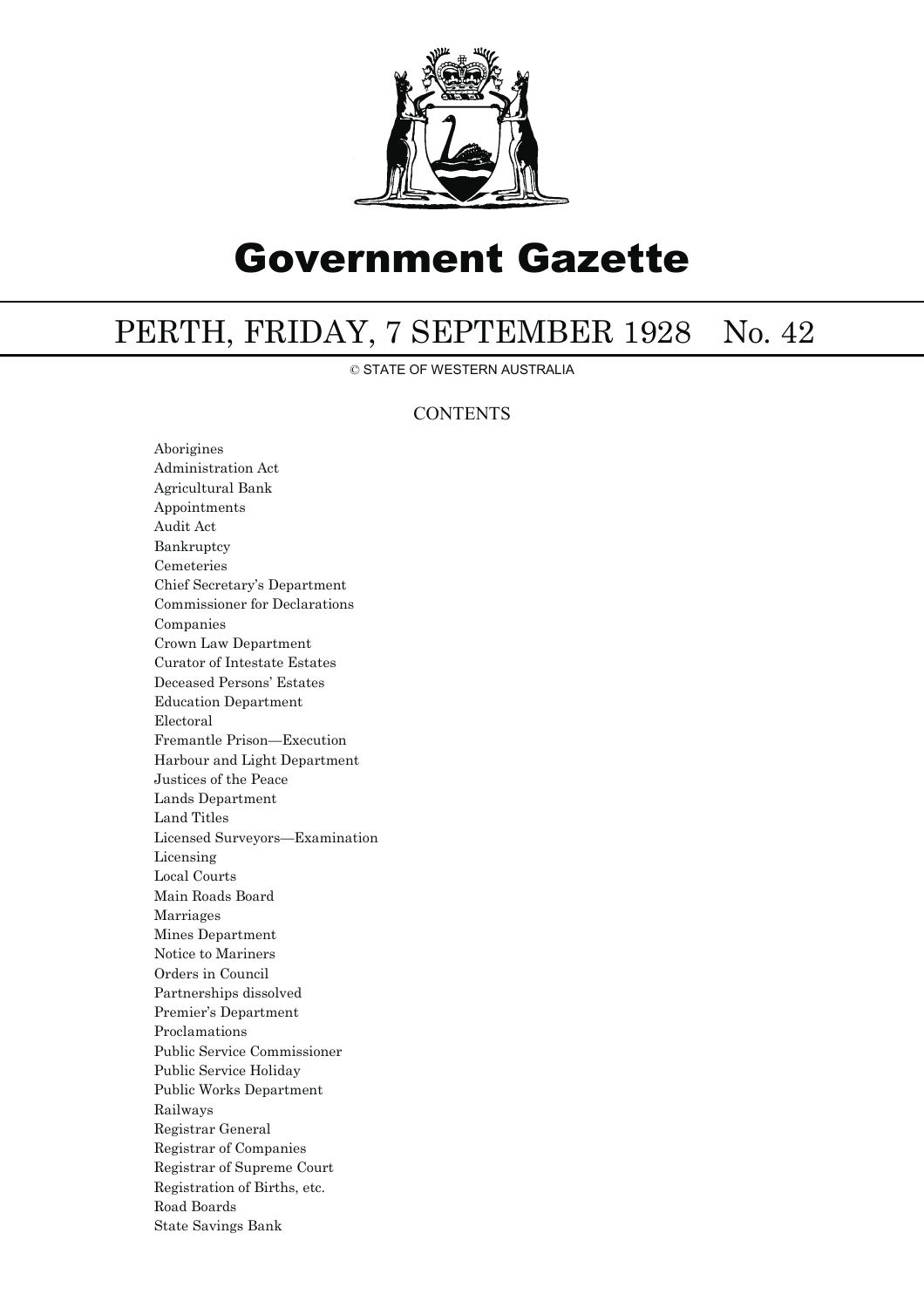# Government Gazette

## PERTH, FRIDAY, 7 SEPTEMBER 1928 No. 42

© STATE OF WESTERN AUSTRALIA

### CONTENTS

Aborigines
Administration Act
Agricultural Bank
Appointments
Audit Act
Bankruptcy
Cemeteries
Chief Secretary's Department
Commissioner for Declarations
Companies
Crown Law Department
Curator of Intestate Estates
Deceased Persons' Estates
Education Department
Electoral
Fremantle Prison—Execution
Harbour and Light Department
Justices of the Peace
Lands Department
Land Titles
Licensed Surveyors—Examination
Licensing
Local Courts
Main Roads Board
Marriages
Mines Department
Notice to Mariners
Orders in Council
Partnerships dissolved
Premier's Department
Proclamations
Public Service Commissioner
Public Service Holiday
Public Works Department
Railways
Registrar General
Registrar of Companies
Registrar of Supreme Court
Registration of Births, etc.
Road Boards
State Savings Bank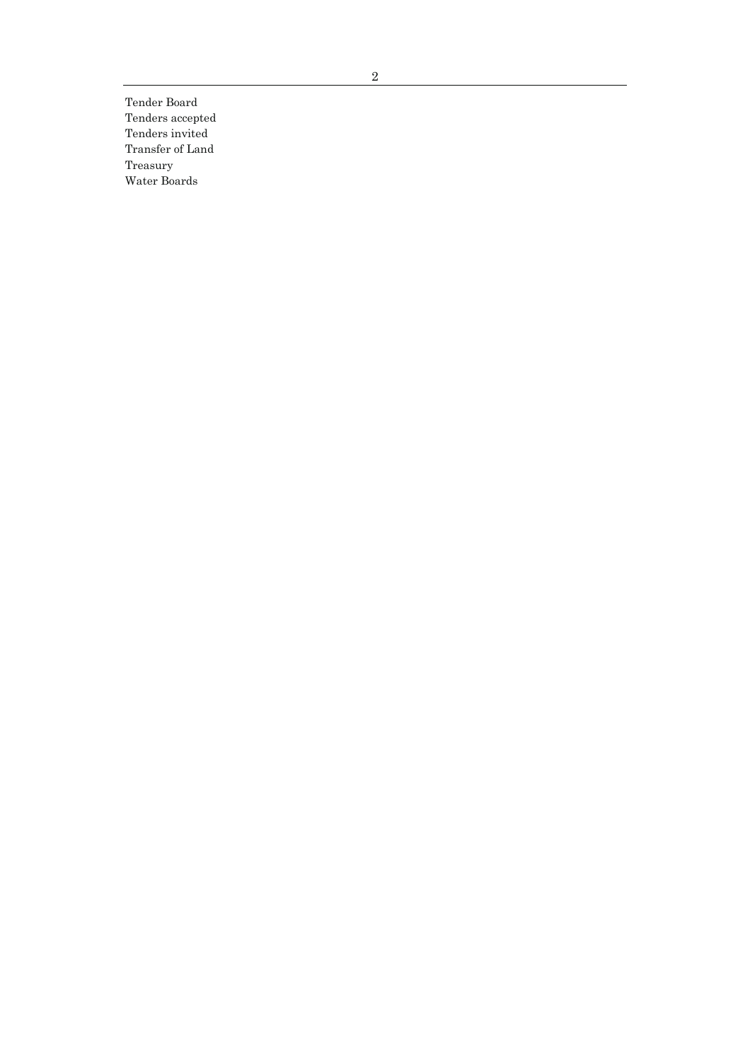Tender Board
Tenders accepted
Tenders invited
Transfer of Land
Treasury
Water Boards